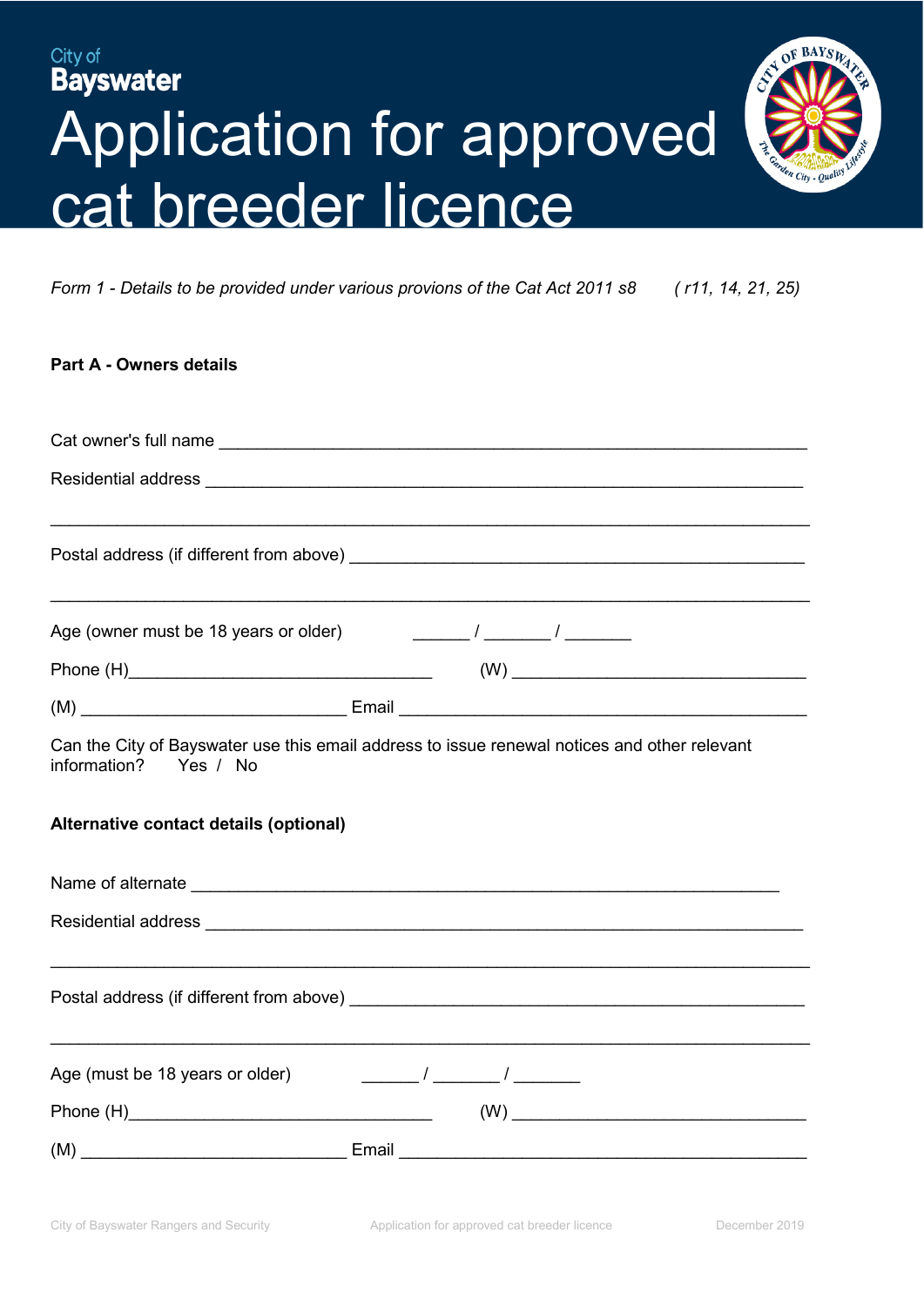City of
**Bayswater**

# Application for approved cat breeder licence

*Form 1 - Details to be provided under various provions of the Cat Act 2011 s8 ( r11, 14, 21, 25)*

**Part A - Owners details**

Cat owner's full name ______________________________________________________________

Residential address ______________________________________________________________

______________________________________________________________________________

Postal address (if different from above) ______________________________________________

______________________________________________________________________________

Age (owner must be 18 years or older) ______ / _______ / _______

Phone (H)________________________________ (W) _______________________________

(M) ____________________________ Email ___________________________________________

Can the City of Bayswater use this email address to issue renewal notices and other relevant information? Yes / No

**Alternative contact details (optional)**

Name of alternate ______________________________________________________________

Residential address ______________________________________________________________

______________________________________________________________________________

Postal address (if different from above) ______________________________________________

______________________________________________________________________________

Age (must be 18 years or older) ______ / _______ / _______

Phone (H)________________________________ (W) _______________________________

(M) ____________________________ Email ___________________________________________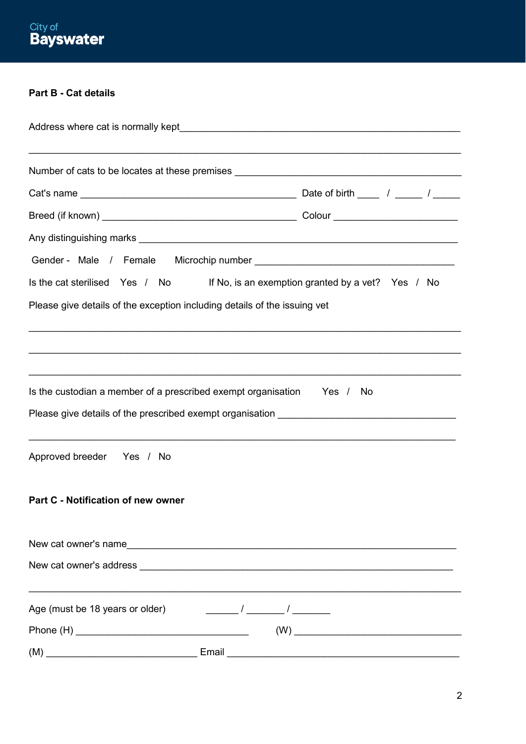City of
**Bayswater**

**Part B - Cat details**

Address where cat is normally kept_______________________________________________________

______________________________________________________________________________

Number of cats to be locates at these premises _________________________________________

Cat's name ________________________________________ Date of birth ____ / _____ / _____

Breed (if known) ____________________________________ Colour ______________________

Any distinguishing marks ____________________________________________________________

Gender - Male / Female Microchip number _____________________________________

Is the cat sterilised Yes / No If No, is an exemption granted by a vet? Yes / No

Please give details of the exception including details of the issuing vet

______________________________________________________________________________

______________________________________________________________________________

______________________________________________________________________________

Is the custodian a member of a prescribed exempt organisation Yes / No

Please give details of the prescribed exempt organisation _________________________________

______________________________________________________________________________

Approved breeder Yes / No

**Part C - Notification of new owner**

New cat owner's name______________________________________________________________

New cat owner's address ____________________________________________________________

______________________________________________________________________________

Age (must be 18 years or older) ______ / _______ / _______

Phone (H) ________________________________ (W) ______________________________

(M) ____________________________ Email ___________________________________________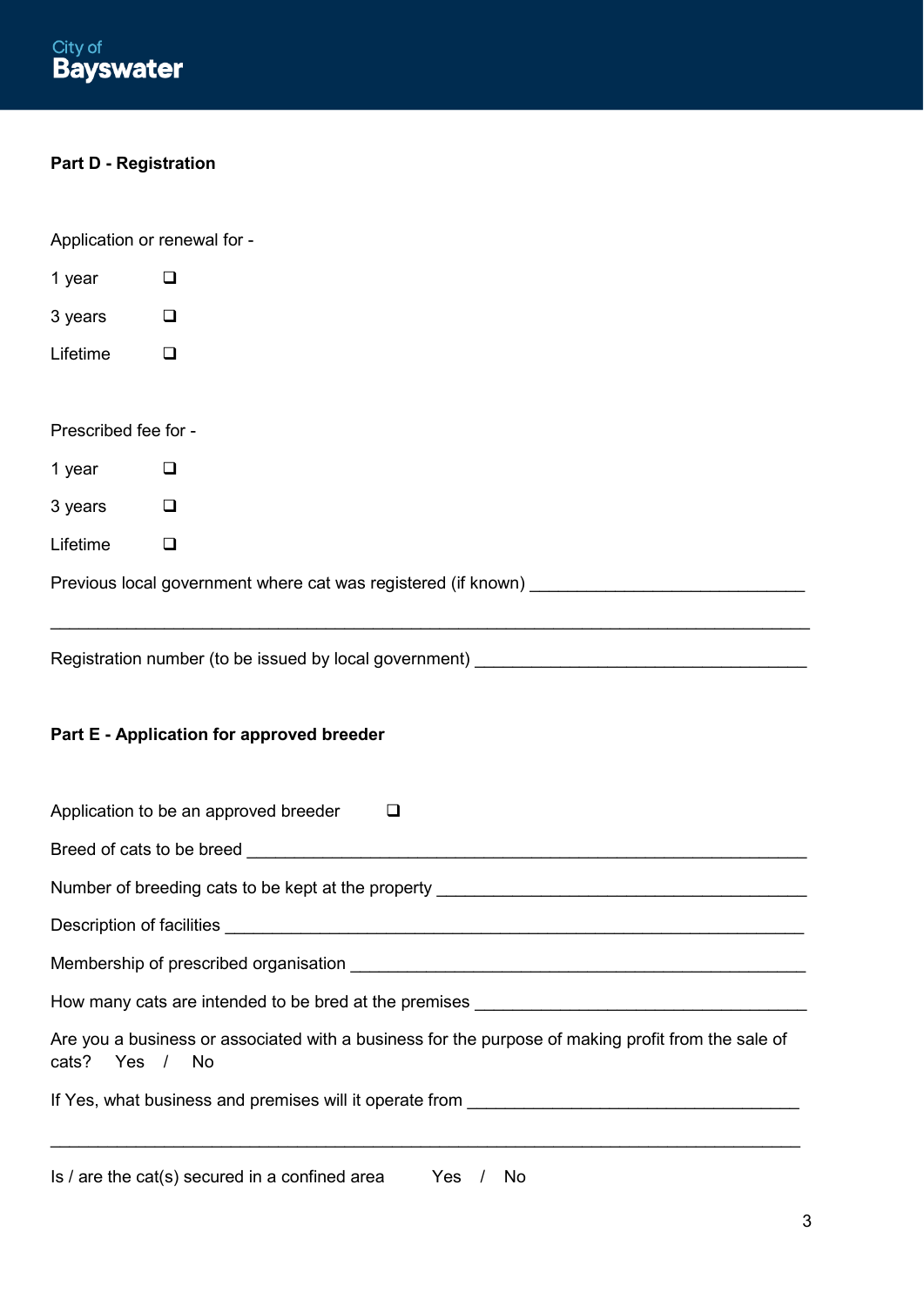City of **Bayswater**

**Part D - Registration**

Application or renewal for -

1 year ❑

3 years ❑

Lifetime ❑

Prescribed fee for -

1 year ❑

3 years ❑

Lifetime ❑

Previous local government where cat was registered (if known) ______________________________

______________________________________________________________________________

Registration number (to be issued by local government) ____________________________________

**Part E - Application for approved breeder**

Application to be an approved breeder ❑

Breed of cats to be breed ______________________________________________________________

Number of breeding cats to be kept at the property ________________________________________

Description of facilities ________________________________________________________________

Membership of prescribed organisation ___________________________________________________

How many cats are intended to be bred at the premises ____________________________________

Are you a business or associated with a business for the purpose of making profit from the sale of cats? Yes / No

If Yes, what business and premises will it operate from ____________________________________

______________________________________________________________________________

Is / are the cat(s) secured in a confined area Yes / No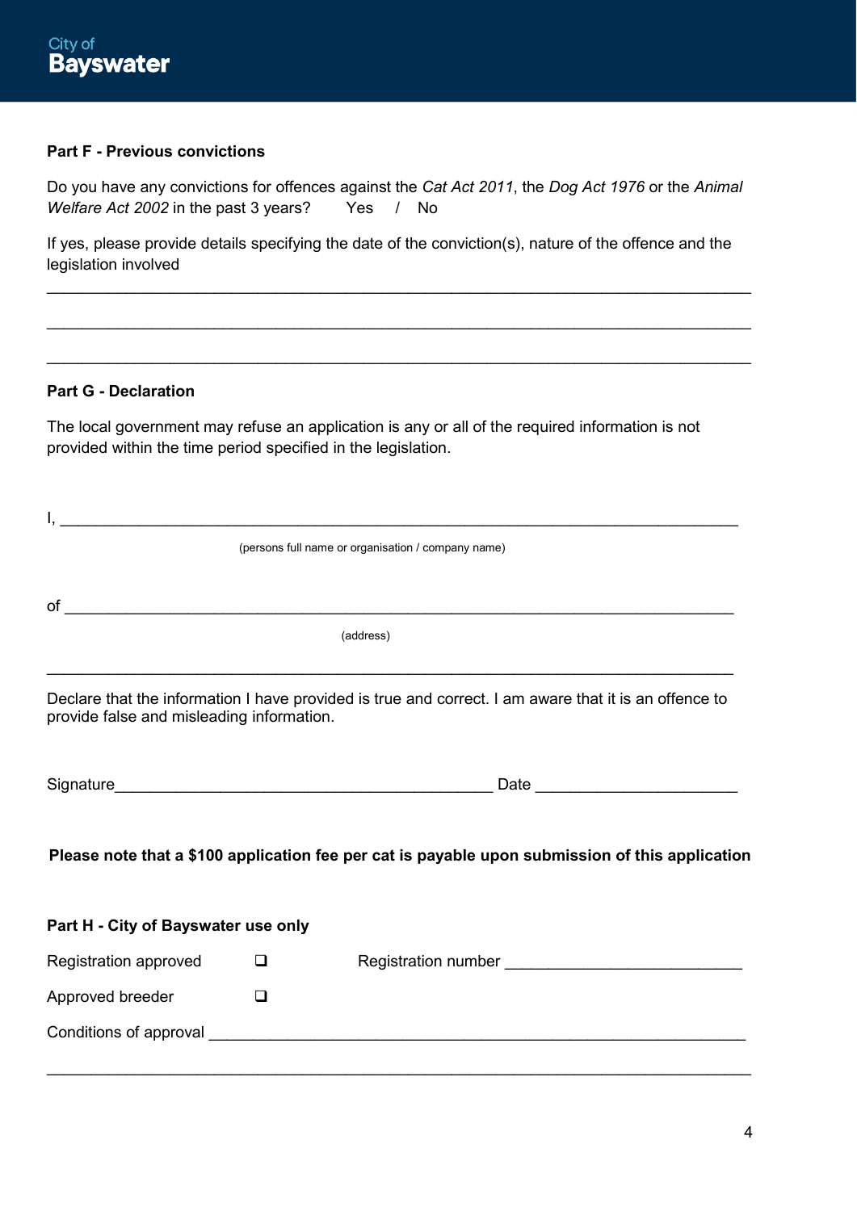City of
**Bayswater**

**Part F - Previous convictions**

Do you have any convictions for offences against the *Cat Act 2011*, the *Dog Act 1976* or the *Animal Welfare Act 2002* in the past 3 years? Yes / No

If yes, please provide details specifying the date of the conviction(s), nature of the offence and the legislation involved

___________________________________________________________________________

___________________________________________________________________________

___________________________________________________________________________

**Part G - Declaration**

The local government may refuse an application is any or all of the required information is not provided within the time period specified in the legislation.

I, ________________________________________________________________________

(persons full name or organisation / company name)

of ________________________________________________________________________

(address)

___________________________________________________________________________

Declare that the information I have provided is true and correct. I am aware that it is an offence to provide false and misleading information.

Signature__________________________________________ Date _____________________

**Please note that a $100 application fee per cat is payable upon submission of this application**

**Part H - City of Bayswater use only**

Registration approved ☐ Registration number ___________________________

Approved breeder ☐

Conditions of approval ____________________________________________________________

___________________________________________________________________________